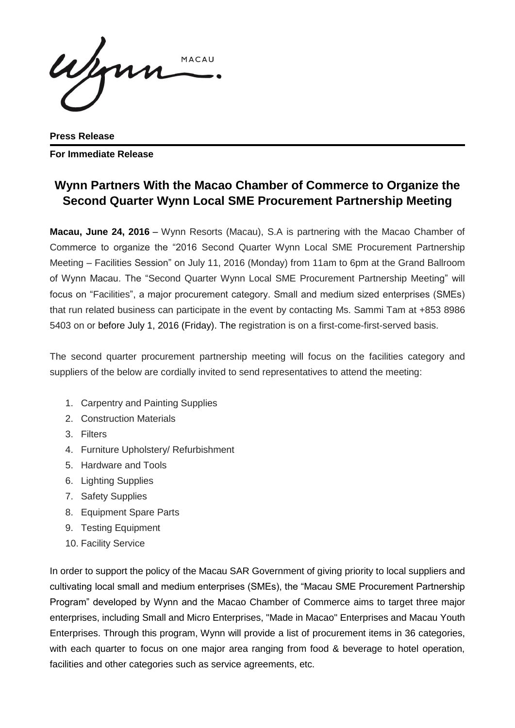**Press Release**

**For Immediate Release**

## Wynn Partners With the Macao Chamber of Commerce to Organize the Second Quarter Wynn Local SME Procurement Partnership Meeting

**Macau, June 24, 2016** – Wynn Resorts (Macau), S.A is partnering with the Macao Chamber of Commerce to organize the "2016 Second Quarter Wynn Local SME Procurement Partnership Meeting – Facilities Session" on July 11, 2016 (Monday) from 11am to 6pm at the Grand Ballroom of Wynn Macau. The "Second Quarter Wynn Local SME Procurement Partnership Meeting" will focus on "Facilities", a major procurement category. Small and medium sized enterprises (SMEs) that run related business can participate in the event by contacting Ms. Sammi Tam at +853 8986 5403 on or before July 1, 2016 (Friday). The registration is on a first-come-first-served basis.

The second quarter procurement partnership meeting will focus on the facilities category and suppliers of the below are cordially invited to send representatives to attend the meeting:

1. Carpentry and Painting Supplies
2. Construction Materials
3. Filters
4. Furniture Upholstery/ Refurbishment
5. Hardware and Tools
6. Lighting Supplies
7. Safety Supplies
8. Equipment Spare Parts
9. Testing Equipment
10. Facility Service

In order to support the policy of the Macau SAR Government of giving priority to local suppliers and cultivating local small and medium enterprises (SMEs), the "Macau SME Procurement Partnership Program" developed by Wynn and the Macao Chamber of Commerce aims to target three major enterprises, including Small and Micro Enterprises, "Made in Macao" Enterprises and Macau Youth Enterprises. Through this program, Wynn will provide a list of procurement items in 36 categories, with each quarter to focus on one major area ranging from food & beverage to hotel operation, facilities and other categories such as service agreements, etc.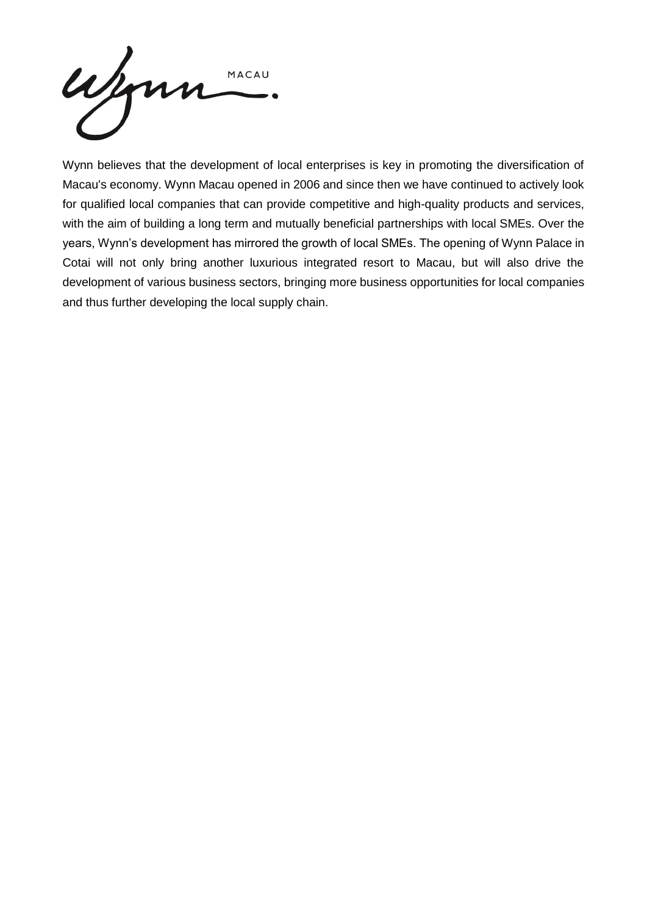Wynn believes that the development of local enterprises is key in promoting the diversification of Macau's economy. Wynn Macau opened in 2006 and since then we have continued to actively look for qualified local companies that can provide competitive and high-quality products and services, with the aim of building a long term and mutually beneficial partnerships with local SMEs. Over the years, Wynn's development has mirrored the growth of local SMEs. The opening of Wynn Palace in Cotai will not only bring another luxurious integrated resort to Macau, but will also drive the development of various business sectors, bringing more business opportunities for local companies and thus further developing the local supply chain.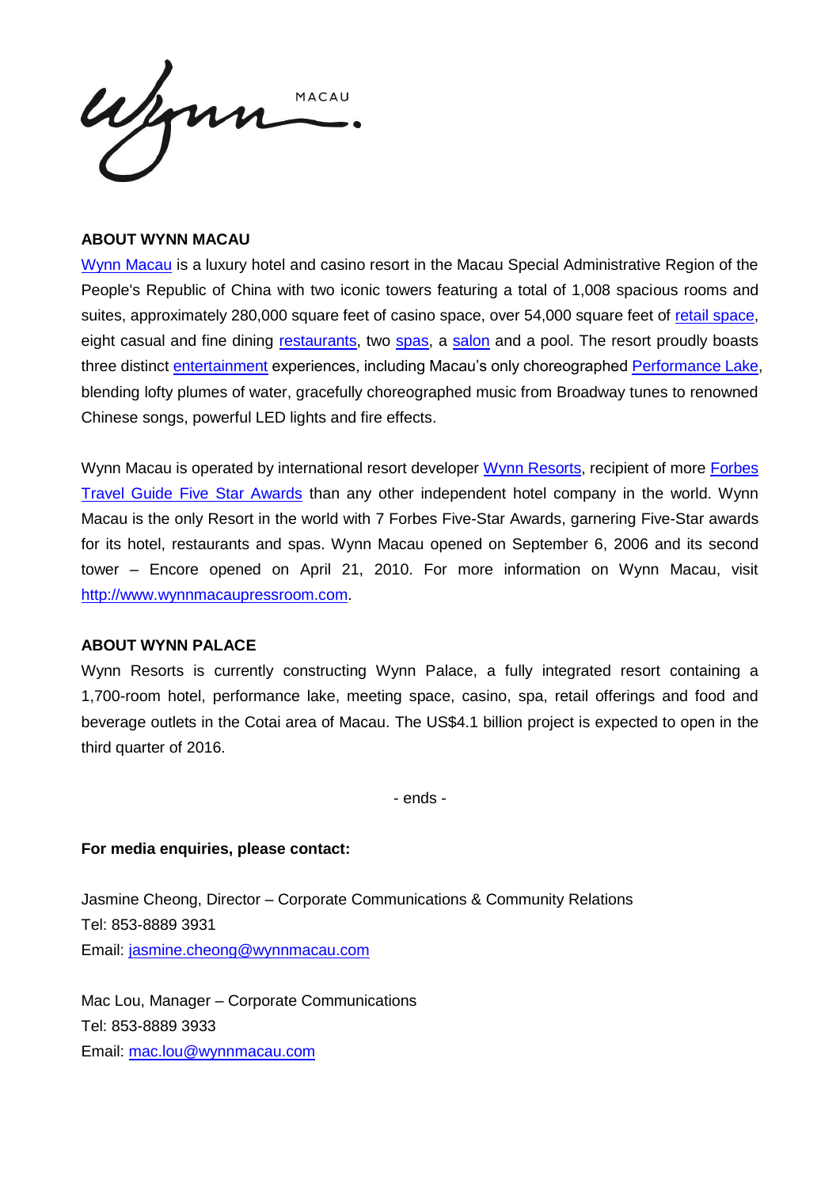Wynn MACAU

**ABOUT WYNN MACAU**

Wynn Macau is a luxury hotel and casino resort in the Macau Special Administrative Region of the People's Republic of China with two iconic towers featuring a total of 1,008 spacious rooms and suites, approximately 280,000 square feet of casino space, over 54,000 square feet of retail space, eight casual and fine dining restaurants, two spas, a salon and a pool. The resort proudly boasts three distinct entertainment experiences, including Macau's only choreographed Performance Lake, blending lofty plumes of water, gracefully choreographed music from Broadway tunes to renowned Chinese songs, powerful LED lights and fire effects.

Wynn Macau is operated by international resort developer Wynn Resorts, recipient of more Forbes Travel Guide Five Star Awards than any other independent hotel company in the world. Wynn Macau is the only Resort in the world with 7 Forbes Five-Star Awards, garnering Five-Star awards for its hotel, restaurants and spas. Wynn Macau opened on September 6, 2006 and its second tower – Encore opened on April 21, 2010. For more information on Wynn Macau, visit http://www.wynnmacaupressroom.com.

**ABOUT WYNN PALACE**

Wynn Resorts is currently constructing Wynn Palace, a fully integrated resort containing a 1,700-room hotel, performance lake, meeting space, casino, spa, retail offerings and food and beverage outlets in the Cotai area of Macau. The US$4.1 billion project is expected to open in the third quarter of 2016.

- ends -

**For media enquiries, please contact:**

Jasmine Cheong, Director – Corporate Communications & Community Relations
Tel: 853-8889 3931
Email: jasmine.cheong@wynnmacau.com

Mac Lou, Manager – Corporate Communications
Tel: 853-8889 3933
Email: mac.lou@wynnmacau.com